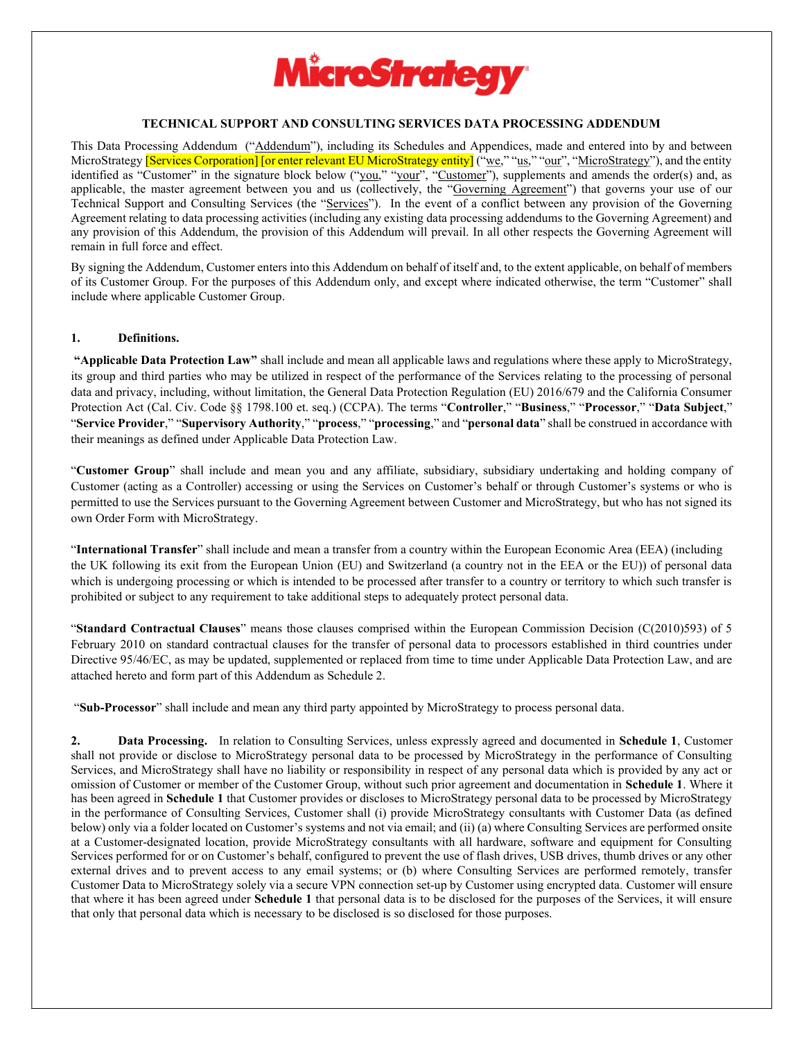# TECHNICAL SUPPORT AND CONSULTING SERVICES DATA PROCESSING ADDENDUM

This Data Processing Addendum ("Addendum"), including its Schedules and Appendices, made and entered into by and between MicroStrategy [Services Corporation] [or enter relevant EU MicroStrategy entity] ("we," "us," "our", "MicroStrategy"), and the entity identified as "Customer" in the signature block below ("you," "your", "Customer"), supplements and amends the order(s) and, as applicable, the master agreement between you and us (collectively, the "Governing Agreement") that governs your use of our Technical Support and Consulting Services (the "Services"). In the event of a conflict between any provision of the Governing Agreement relating to data processing activities (including any existing data processing addendums to the Governing Agreement) and any provision of this Addendum, the provision of this Addendum will prevail. In all other respects the Governing Agreement will remain in full force and effect.

By signing the Addendum, Customer enters into this Addendum on behalf of itself and, to the extent applicable, on behalf of members of its Customer Group. For the purposes of this Addendum only, and except where indicated otherwise, the term "Customer" shall include where applicable Customer Group.

## 1. Definitions.

**"Applicable Data Protection Law"** shall include and mean all applicable laws and regulations where these apply to MicroStrategy, its group and third parties who may be utilized in respect of the performance of the Services relating to the processing of personal data and privacy, including, without limitation, the General Data Protection Regulation (EU) 2016/679 and the California Consumer Protection Act (Cal. Civ. Code §§ 1798.100 et. seq.) (CCPA). The terms "**Controller**," "**Business**," "**Processor**," "**Data Subject**," "**Service Provider**," "**Supervisory Authority**," "**process**," "**processing**," and "**personal data**" shall be construed in accordance with their meanings as defined under Applicable Data Protection Law.

"**Customer Group**" shall include and mean you and any affiliate, subsidiary, subsidiary undertaking and holding company of Customer (acting as a Controller) accessing or using the Services on Customer's behalf or through Customer's systems or who is permitted to use the Services pursuant to the Governing Agreement between Customer and MicroStrategy, but who has not signed its own Order Form with MicroStrategy.

"**International Transfer**" shall include and mean a transfer from a country within the European Economic Area (EEA) (including the UK following its exit from the European Union (EU) and Switzerland (a country not in the EEA or the EU)) of personal data which is undergoing processing or which is intended to be processed after transfer to a country or territory to which such transfer is prohibited or subject to any requirement to take additional steps to adequately protect personal data.

"**Standard Contractual Clauses**" means those clauses comprised within the European Commission Decision (C(2010)593) of 5 February 2010 on standard contractual clauses for the transfer of personal data to processors established in third countries under Directive 95/46/EC, as may be updated, supplemented or replaced from time to time under Applicable Data Protection Law, and are attached hereto and form part of this Addendum as Schedule 2.

"**Sub-Processor**" shall include and mean any third party appointed by MicroStrategy to process personal data.

**2. Data Processing.** In relation to Consulting Services, unless expressly agreed and documented in **Schedule 1**, Customer shall not provide or disclose to MicroStrategy personal data to be processed by MicroStrategy in the performance of Consulting Services, and MicroStrategy shall have no liability or responsibility in respect of any personal data which is provided by any act or omission of Customer or member of the Customer Group, without such prior agreement and documentation in **Schedule 1**. Where it has been agreed in **Schedule 1** that Customer provides or discloses to MicroStrategy personal data to be processed by MicroStrategy in the performance of Consulting Services, Customer shall (i) provide MicroStrategy consultants with Customer Data (as defined below) only via a folder located on Customer's systems and not via email; and (ii) (a) where Consulting Services are performed onsite at a Customer-designated location, provide MicroStrategy consultants with all hardware, software and equipment for Consulting Services performed for or on Customer's behalf, configured to prevent the use of flash drives, USB drives, thumb drives or any other external drives and to prevent access to any email systems; or (b) where Consulting Services are performed remotely, transfer Customer Data to MicroStrategy solely via a secure VPN connection set-up by Customer using encrypted data. Customer will ensure that where it has been agreed under **Schedule 1** that personal data is to be disclosed for the purposes of the Services, it will ensure that only that personal data which is necessary to be disclosed is so disclosed for those purposes.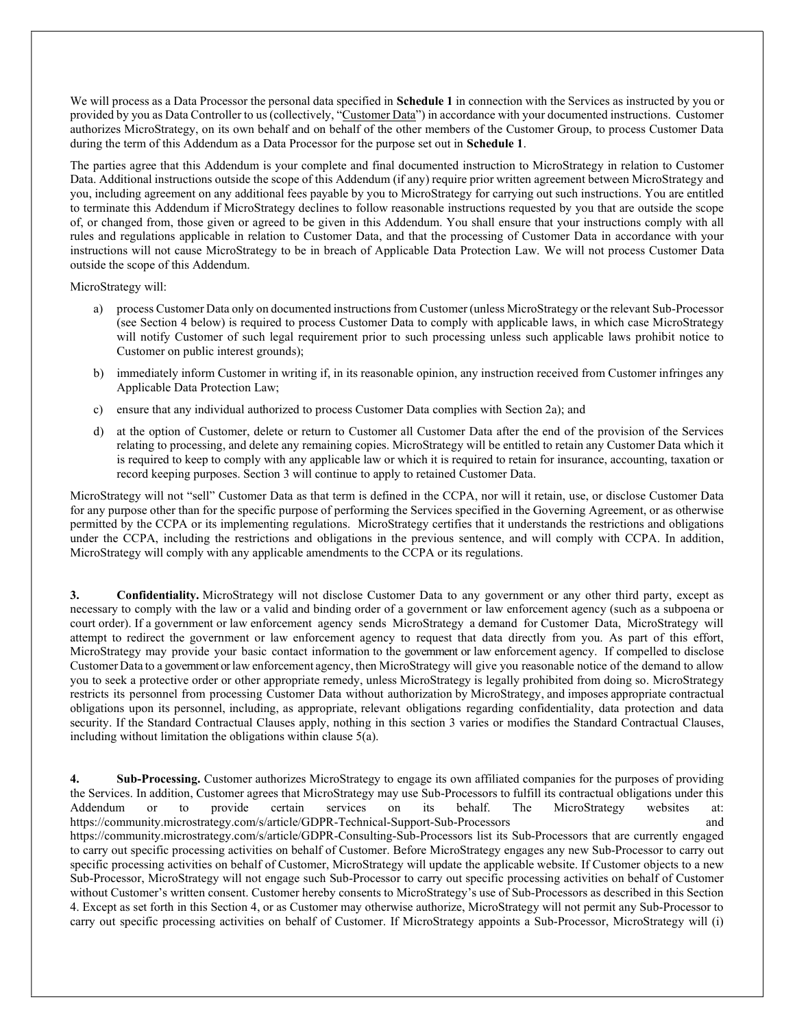We will process as a Data Processor the personal data specified in **Schedule 1** in connection with the Services as instructed by you or provided by you as Data Controller to us (collectively, "Customer Data") in accordance with your documented instructions. Customer authorizes MicroStrategy, on its own behalf and on behalf of the other members of the Customer Group, to process Customer Data during the term of this Addendum as a Data Processor for the purpose set out in **Schedule 1**.

The parties agree that this Addendum is your complete and final documented instruction to MicroStrategy in relation to Customer Data. Additional instructions outside the scope of this Addendum (if any) require prior written agreement between MicroStrategy and you, including agreement on any additional fees payable by you to MicroStrategy for carrying out such instructions. You are entitled to terminate this Addendum if MicroStrategy declines to follow reasonable instructions requested by you that are outside the scope of, or changed from, those given or agreed to be given in this Addendum. You shall ensure that your instructions comply with all rules and regulations applicable in relation to Customer Data, and that the processing of Customer Data in accordance with your instructions will not cause MicroStrategy to be in breach of Applicable Data Protection Law. We will not process Customer Data outside the scope of this Addendum.

MicroStrategy will:

a) process Customer Data only on documented instructions from Customer (unless MicroStrategy or the relevant Sub-Processor (see Section 4 below) is required to process Customer Data to comply with applicable laws, in which case MicroStrategy will notify Customer of such legal requirement prior to such processing unless such applicable laws prohibit notice to Customer on public interest grounds);

b) immediately inform Customer in writing if, in its reasonable opinion, any instruction received from Customer infringes any Applicable Data Protection Law;

c) ensure that any individual authorized to process Customer Data complies with Section 2a); and

d) at the option of Customer, delete or return to Customer all Customer Data after the end of the provision of the Services relating to processing, and delete any remaining copies. MicroStrategy will be entitled to retain any Customer Data which it is required to keep to comply with any applicable law or which it is required to retain for insurance, accounting, taxation or record keeping purposes. Section 3 will continue to apply to retained Customer Data.

MicroStrategy will not "sell" Customer Data as that term is defined in the CCPA, nor will it retain, use, or disclose Customer Data for any purpose other than for the specific purpose of performing the Services specified in the Governing Agreement, or as otherwise permitted by the CCPA or its implementing regulations. MicroStrategy certifies that it understands the restrictions and obligations under the CCPA, including the restrictions and obligations in the previous sentence, and will comply with CCPA. In addition, MicroStrategy will comply with any applicable amendments to the CCPA or its regulations.

**3. Confidentiality.** MicroStrategy will not disclose Customer Data to any government or any other third party, except as necessary to comply with the law or a valid and binding order of a government or law enforcement agency (such as a subpoena or court order). If a government or law enforcement agency sends MicroStrategy a demand for Customer Data, MicroStrategy will attempt to redirect the government or law enforcement agency to request that data directly from you. As part of this effort, MicroStrategy may provide your basic contact information to the government or law enforcement agency. If compelled to disclose Customer Data to a government or law enforcement agency, then MicroStrategy will give you reasonable notice of the demand to allow you to seek a protective order or other appropriate remedy, unless MicroStrategy is legally prohibited from doing so. MicroStrategy restricts its personnel from processing Customer Data without authorization by MicroStrategy, and imposes appropriate contractual obligations upon its personnel, including, as appropriate, relevant obligations regarding confidentiality, data protection and data security. If the Standard Contractual Clauses apply, nothing in this section 3 varies or modifies the Standard Contractual Clauses, including without limitation the obligations within clause 5(a).

**4. Sub-Processing.** Customer authorizes MicroStrategy to engage its own affiliated companies for the purposes of providing the Services. In addition, Customer agrees that MicroStrategy may use Sub-Processors to fulfill its contractual obligations under this Addendum or to provide certain services on its behalf. The MicroStrategy websites at: https://community.microstrategy.com/s/article/GDPR-Technical-Support-Sub-Processors and https://community.microstrategy.com/s/article/GDPR-Consulting-Sub-Processors list its Sub-Processors that are currently engaged to carry out specific processing activities on behalf of Customer. Before MicroStrategy engages any new Sub-Processor to carry out specific processing activities on behalf of Customer, MicroStrategy will update the applicable website. If Customer objects to a new Sub-Processor, MicroStrategy will not engage such Sub-Processor to carry out specific processing activities on behalf of Customer without Customer's written consent. Customer hereby consents to MicroStrategy's use of Sub-Processors as described in this Section 4. Except as set forth in this Section 4, or as Customer may otherwise authorize, MicroStrategy will not permit any Sub-Processor to carry out specific processing activities on behalf of Customer. If MicroStrategy appoints a Sub-Processor, MicroStrategy will (i)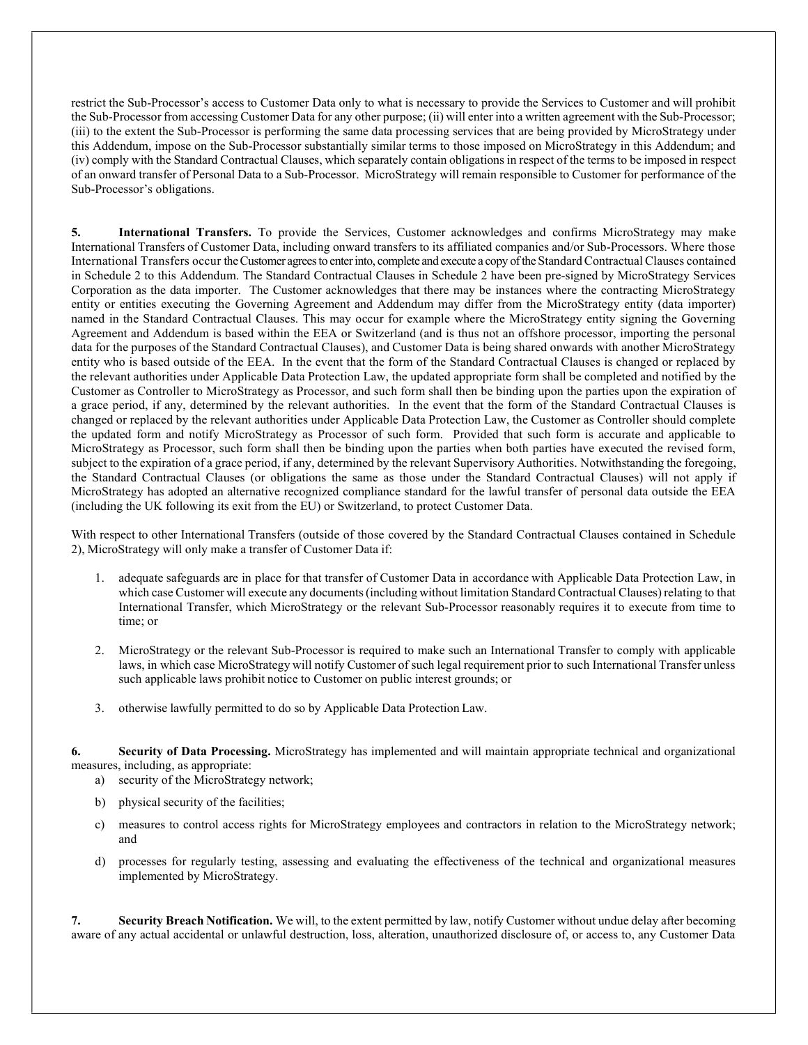restrict the Sub-Processor's access to Customer Data only to what is necessary to provide the Services to Customer and will prohibit the Sub-Processor from accessing Customer Data for any other purpose; (ii) will enter into a written agreement with the Sub-Processor; (iii) to the extent the Sub-Processor is performing the same data processing services that are being provided by MicroStrategy under this Addendum, impose on the Sub-Processor substantially similar terms to those imposed on MicroStrategy in this Addendum; and (iv) comply with the Standard Contractual Clauses, which separately contain obligations in respect of the terms to be imposed in respect of an onward transfer of Personal Data to a Sub-Processor. MicroStrategy will remain responsible to Customer for performance of the Sub-Processor's obligations.

**5. International Transfers.** To provide the Services, Customer acknowledges and confirms MicroStrategy may make International Transfers of Customer Data, including onward transfers to its affiliated companies and/or Sub-Processors. Where those International Transfers occur the Customer agrees to enter into, complete and execute a copy of the Standard Contractual Clauses contained in Schedule 2 to this Addendum. The Standard Contractual Clauses in Schedule 2 have been pre-signed by MicroStrategy Services Corporation as the data importer. The Customer acknowledges that there may be instances where the contracting MicroStrategy entity or entities executing the Governing Agreement and Addendum may differ from the MicroStrategy entity (data importer) named in the Standard Contractual Clauses. This may occur for example where the MicroStrategy entity signing the Governing Agreement and Addendum is based within the EEA or Switzerland (and is thus not an offshore processor, importing the personal data for the purposes of the Standard Contractual Clauses), and Customer Data is being shared onwards with another MicroStrategy entity who is based outside of the EEA. In the event that the form of the Standard Contractual Clauses is changed or replaced by the relevant authorities under Applicable Data Protection Law, the updated appropriate form shall be completed and notified by the Customer as Controller to MicroStrategy as Processor, and such form shall then be binding upon the parties upon the expiration of a grace period, if any, determined by the relevant authorities. In the event that the form of the Standard Contractual Clauses is changed or replaced by the relevant authorities under Applicable Data Protection Law, the Customer as Controller should complete the updated form and notify MicroStrategy as Processor of such form. Provided that such form is accurate and applicable to MicroStrategy as Processor, such form shall then be binding upon the parties when both parties have executed the revised form, subject to the expiration of a grace period, if any, determined by the relevant Supervisory Authorities. Notwithstanding the foregoing, the Standard Contractual Clauses (or obligations the same as those under the Standard Contractual Clauses) will not apply if MicroStrategy has adopted an alternative recognized compliance standard for the lawful transfer of personal data outside the EEA (including the UK following its exit from the EU) or Switzerland, to protect Customer Data.

With respect to other International Transfers (outside of those covered by the Standard Contractual Clauses contained in Schedule 2), MicroStrategy will only make a transfer of Customer Data if:

1. adequate safeguards are in place for that transfer of Customer Data in accordance with Applicable Data Protection Law, in which case Customer will execute any documents (including without limitation Standard Contractual Clauses) relating to that International Transfer, which MicroStrategy or the relevant Sub-Processor reasonably requires it to execute from time to time; or

2. MicroStrategy or the relevant Sub-Processor is required to make such an International Transfer to comply with applicable laws, in which case MicroStrategy will notify Customer of such legal requirement prior to such International Transfer unless such applicable laws prohibit notice to Customer on public interest grounds; or

3. otherwise lawfully permitted to do so by Applicable Data Protection Law.

**6. Security of Data Processing.** MicroStrategy has implemented and will maintain appropriate technical and organizational measures, including, as appropriate:

a) security of the MicroStrategy network;

b) physical security of the facilities;

c) measures to control access rights for MicroStrategy employees and contractors in relation to the MicroStrategy network; and

d) processes for regularly testing, assessing and evaluating the effectiveness of the technical and organizational measures implemented by MicroStrategy.

**7. Security Breach Notification.** We will, to the extent permitted by law, notify Customer without undue delay after becoming aware of any actual accidental or unlawful destruction, loss, alteration, unauthorized disclosure of, or access to, any Customer Data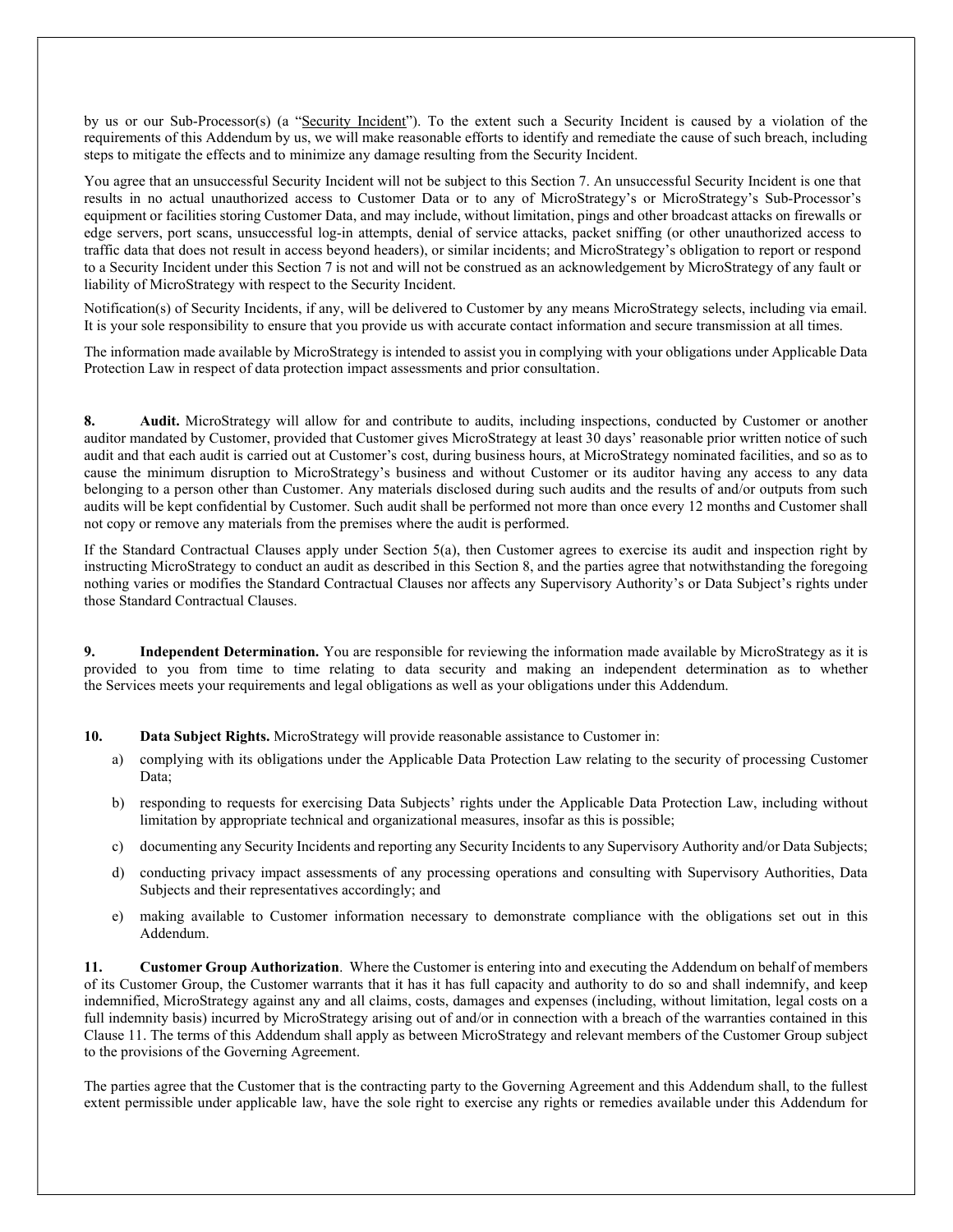by us or our Sub-Processor(s) (a "Security Incident"). To the extent such a Security Incident is caused by a violation of the requirements of this Addendum by us, we will make reasonable efforts to identify and remediate the cause of such breach, including steps to mitigate the effects and to minimize any damage resulting from the Security Incident.

You agree that an unsuccessful Security Incident will not be subject to this Section 7. An unsuccessful Security Incident is one that results in no actual unauthorized access to Customer Data or to any of MicroStrategy's or MicroStrategy's Sub-Processor's equipment or facilities storing Customer Data, and may include, without limitation, pings and other broadcast attacks on firewalls or edge servers, port scans, unsuccessful log-in attempts, denial of service attacks, packet sniffing (or other unauthorized access to traffic data that does not result in access beyond headers), or similar incidents; and MicroStrategy's obligation to report or respond to a Security Incident under this Section 7 is not and will not be construed as an acknowledgement by MicroStrategy of any fault or liability of MicroStrategy with respect to the Security Incident.

Notification(s) of Security Incidents, if any, will be delivered to Customer by any means MicroStrategy selects, including via email. It is your sole responsibility to ensure that you provide us with accurate contact information and secure transmission at all times.

The information made available by MicroStrategy is intended to assist you in complying with your obligations under Applicable Data Protection Law in respect of data protection impact assessments and prior consultation.

**8. Audit.** MicroStrategy will allow for and contribute to audits, including inspections, conducted by Customer or another auditor mandated by Customer, provided that Customer gives MicroStrategy at least 30 days' reasonable prior written notice of such audit and that each audit is carried out at Customer's cost, during business hours, at MicroStrategy nominated facilities, and so as to cause the minimum disruption to MicroStrategy's business and without Customer or its auditor having any access to any data belonging to a person other than Customer. Any materials disclosed during such audits and the results of and/or outputs from such audits will be kept confidential by Customer. Such audit shall be performed not more than once every 12 months and Customer shall not copy or remove any materials from the premises where the audit is performed.

If the Standard Contractual Clauses apply under Section 5(a), then Customer agrees to exercise its audit and inspection right by instructing MicroStrategy to conduct an audit as described in this Section 8, and the parties agree that notwithstanding the foregoing nothing varies or modifies the Standard Contractual Clauses nor affects any Supervisory Authority's or Data Subject's rights under those Standard Contractual Clauses.

**9. Independent Determination.** You are responsible for reviewing the information made available by MicroStrategy as it is provided to you from time to time relating to data security and making an independent determination as to whether the Services meets your requirements and legal obligations as well as your obligations under this Addendum.

**10. Data Subject Rights.** MicroStrategy will provide reasonable assistance to Customer in:

a) complying with its obligations under the Applicable Data Protection Law relating to the security of processing Customer Data;

b) responding to requests for exercising Data Subjects' rights under the Applicable Data Protection Law, including without limitation by appropriate technical and organizational measures, insofar as this is possible;

c) documenting any Security Incidents and reporting any Security Incidents to any Supervisory Authority and/or Data Subjects;

d) conducting privacy impact assessments of any processing operations and consulting with Supervisory Authorities, Data Subjects and their representatives accordingly; and

e) making available to Customer information necessary to demonstrate compliance with the obligations set out in this Addendum.

**11. Customer Group Authorization**. Where the Customer is entering into and executing the Addendum on behalf of members of its Customer Group, the Customer warrants that it has it has full capacity and authority to do so and shall indemnify, and keep indemnified, MicroStrategy against any and all claims, costs, damages and expenses (including, without limitation, legal costs on a full indemnity basis) incurred by MicroStrategy arising out of and/or in connection with a breach of the warranties contained in this Clause 11. The terms of this Addendum shall apply as between MicroStrategy and relevant members of the Customer Group subject to the provisions of the Governing Agreement.

The parties agree that the Customer that is the contracting party to the Governing Agreement and this Addendum shall, to the fullest extent permissible under applicable law, have the sole right to exercise any rights or remedies available under this Addendum for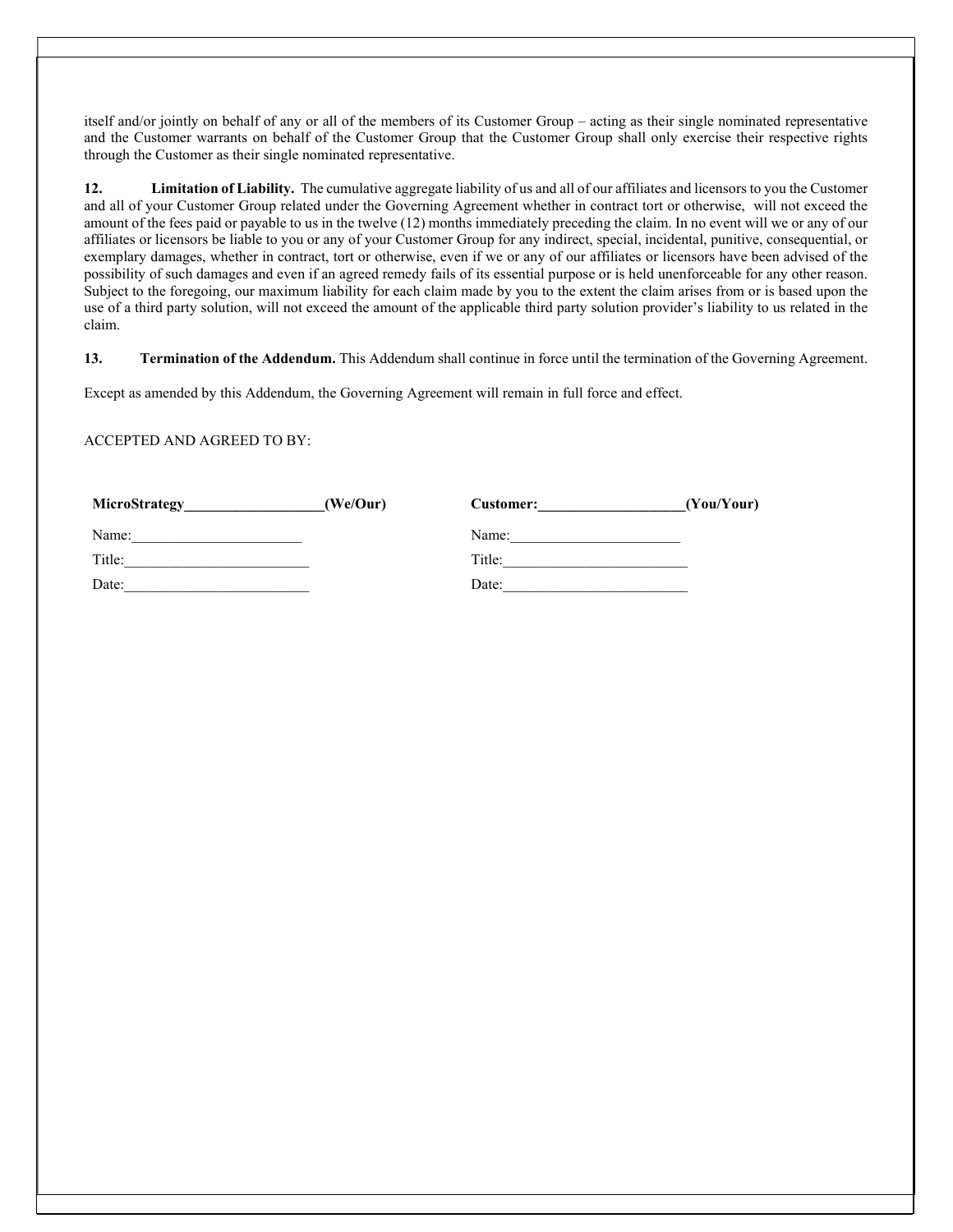itself and/or jointly on behalf of any or all of the members of its Customer Group – acting as their single nominated representative and the Customer warrants on behalf of the Customer Group that the Customer Group shall only exercise their respective rights through the Customer as their single nominated representative.

**12. Limitation of Liability.** The cumulative aggregate liability of us and all of our affiliates and licensors to you the Customer and all of your Customer Group related under the Governing Agreement whether in contract tort or otherwise, will not exceed the amount of the fees paid or payable to us in the twelve (12) months immediately preceding the claim. In no event will we or any of our affiliates or licensors be liable to you or any of your Customer Group for any indirect, special, incidental, punitive, consequential, or exemplary damages, whether in contract, tort or otherwise, even if we or any of our affiliates or licensors have been advised of the possibility of such damages and even if an agreed remedy fails of its essential purpose or is held unenforceable for any other reason. Subject to the foregoing, our maximum liability for each claim made by you to the extent the claim arises from or is based upon the use of a third party solution, will not exceed the amount of the applicable third party solution provider's liability to us related in the claim.

**13. Termination of the Addendum.** This Addendum shall continue in force until the termination of the Governing Agreement.

Except as amended by this Addendum, the Governing Agreement will remain in full force and effect.

ACCEPTED AND AGREED TO BY:

| **MicroStrategy___________________(We/Our)** | **Customer:___________________(You/Your)** |
|---|---|
| Name:_______________________ | Name:_______________________ |
| Title:_______________________ | Title:_______________________ |
| Date:_______________________ | Date:_______________________ |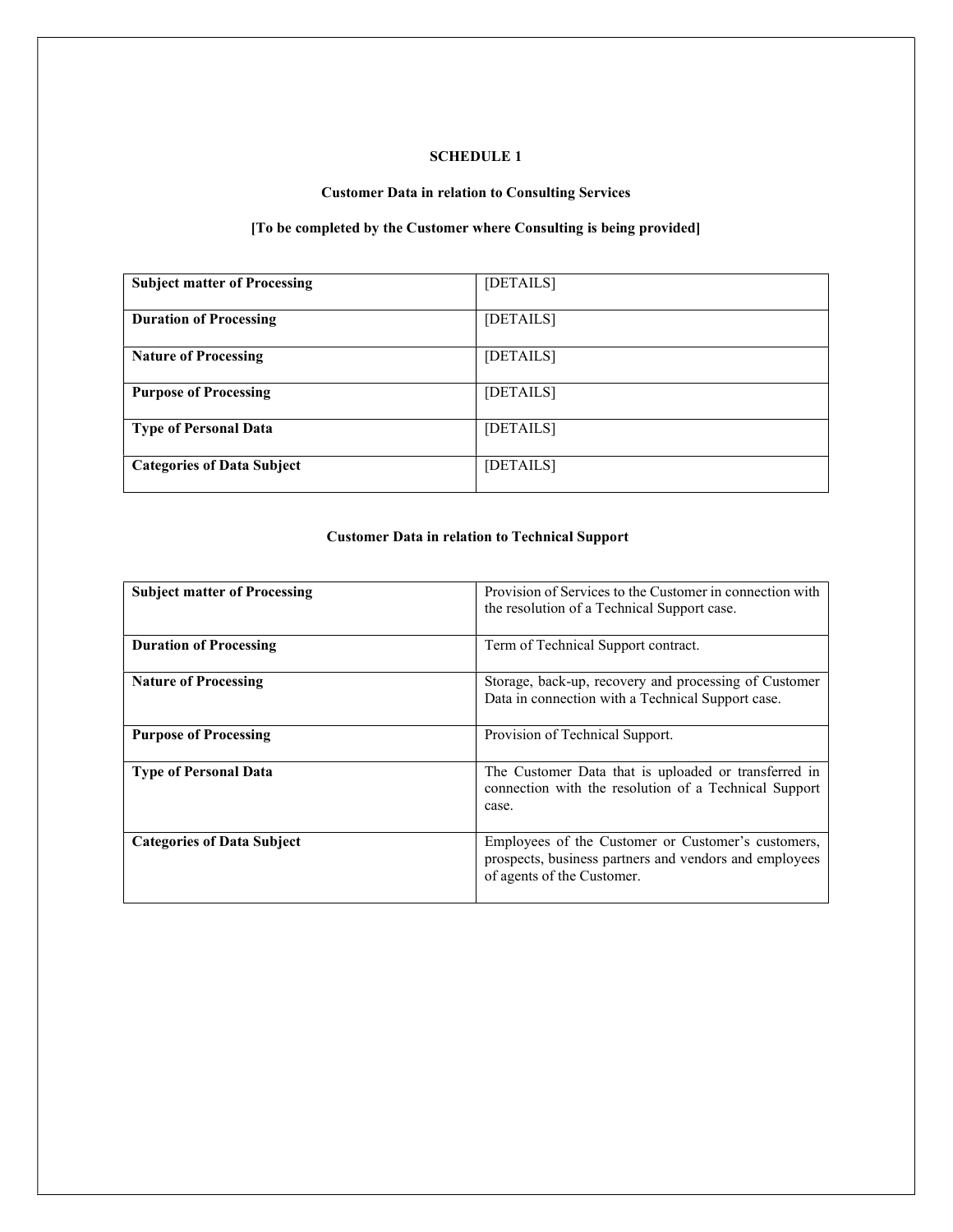# SCHEDULE 1

## Customer Data in relation to Consulting Services

**[To be completed by the Customer where Consulting is being provided]**

| | |
|---|---|
| **Subject matter of Processing** | [DETAILS] |
| **Duration of Processing** | [DETAILS] |
| **Nature of Processing** | [DETAILS] |
| **Purpose of Processing** | [DETAILS] |
| **Type of Personal Data** | [DETAILS] |
| **Categories of Data Subject** | [DETAILS] |

## Customer Data in relation to Technical Support

| | |
|---|---|
| **Subject matter of Processing** | Provision of Services to the Customer in connection with the resolution of a Technical Support case. |
| **Duration of Processing** | Term of Technical Support contract. |
| **Nature of Processing** | Storage, back-up, recovery and processing of Customer Data in connection with a Technical Support case. |
| **Purpose of Processing** | Provision of Technical Support. |
| **Type of Personal Data** | The Customer Data that is uploaded or transferred in connection with the resolution of a Technical Support case. |
| **Categories of Data Subject** | Employees of the Customer or Customer's customers, prospects, business partners and vendors and employees of agents of the Customer. |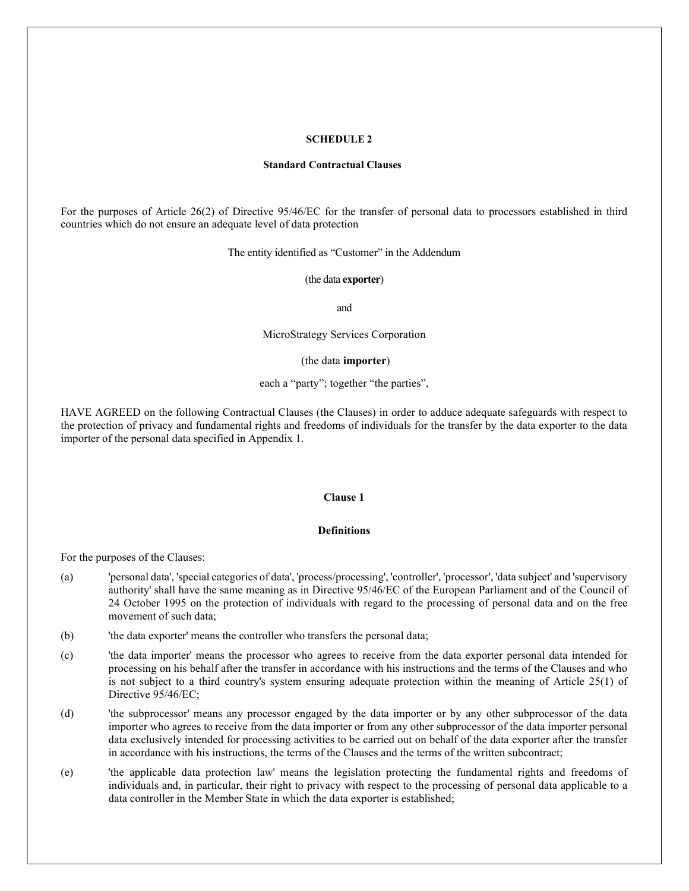## SCHEDULE 2

### Standard Contractual Clauses

For the purposes of Article 26(2) of Directive 95/46/EC for the transfer of personal data to processors established in third countries which do not ensure an adequate level of data protection

The entity identified as "Customer" in the Addendum

(the data **exporter**)

and

MicroStrategy Services Corporation

(the data **importer**)

each a "party"; together "the parties",

HAVE AGREED on the following Contractual Clauses (the Clauses) in order to adduce adequate safeguards with respect to the protection of privacy and fundamental rights and freedoms of individuals for the transfer by the data exporter to the data importer of the personal data specified in Appendix 1.

### Clause 1

### Definitions

For the purposes of the Clauses:

(a) 'personal data', 'special categories of data', 'process/processing', 'controller', 'processor', 'data subject' and 'supervisory authority' shall have the same meaning as in Directive 95/46/EC of the European Parliament and of the Council of 24 October 1995 on the protection of individuals with regard to the processing of personal data and on the free movement of such data;

(b) 'the data exporter' means the controller who transfers the personal data;

(c) 'the data importer' means the processor who agrees to receive from the data exporter personal data intended for processing on his behalf after the transfer in accordance with his instructions and the terms of the Clauses and who is not subject to a third country's system ensuring adequate protection within the meaning of Article 25(1) of Directive 95/46/EC;

(d) 'the subprocessor' means any processor engaged by the data importer or by any other subprocessor of the data importer who agrees to receive from the data importer or from any other subprocessor of the data importer personal data exclusively intended for processing activities to be carried out on behalf of the data exporter after the transfer in accordance with his instructions, the terms of the Clauses and the terms of the written subcontract;

(e) 'the applicable data protection law' means the legislation protecting the fundamental rights and freedoms of individuals and, in particular, their right to privacy with respect to the processing of personal data applicable to a data controller in the Member State in which the data exporter is established;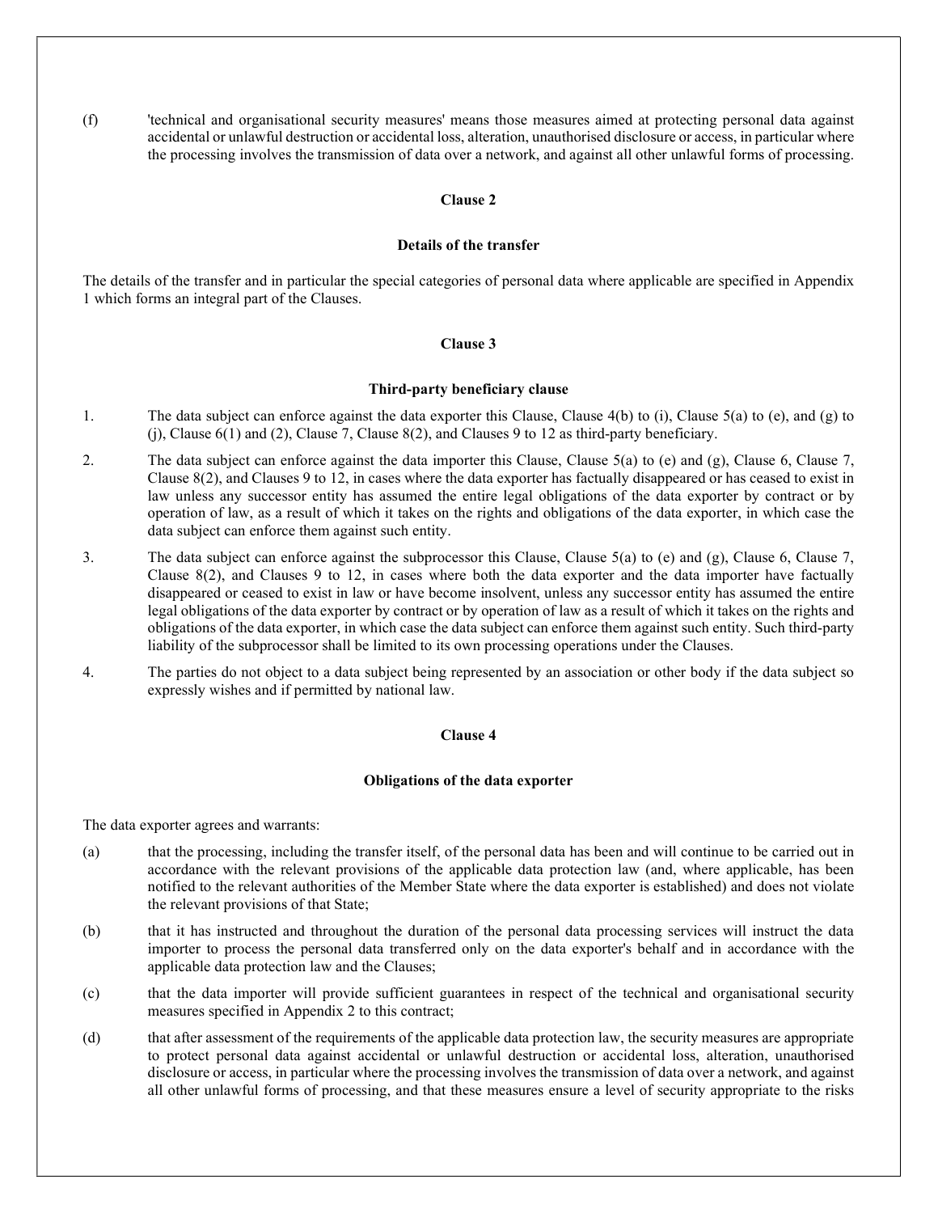(f) 'technical and organisational security measures' means those measures aimed at protecting personal data against accidental or unlawful destruction or accidental loss, alteration, unauthorised disclosure or access, in particular where the processing involves the transmission of data over a network, and against all other unlawful forms of processing.

**Clause 2**

**Details of the transfer**

The details of the transfer and in particular the special categories of personal data where applicable are specified in Appendix 1 which forms an integral part of the Clauses.

**Clause 3**

**Third-party beneficiary clause**

1. The data subject can enforce against the data exporter this Clause, Clause 4(b) to (i), Clause 5(a) to (e), and (g) to (j), Clause 6(1) and (2), Clause 7, Clause 8(2), and Clauses 9 to 12 as third-party beneficiary.

2. The data subject can enforce against the data importer this Clause, Clause 5(a) to (e) and (g), Clause 6, Clause 7, Clause 8(2), and Clauses 9 to 12, in cases where the data exporter has factually disappeared or has ceased to exist in law unless any successor entity has assumed the entire legal obligations of the data exporter by contract or by operation of law, as a result of which it takes on the rights and obligations of the data exporter, in which case the data subject can enforce them against such entity.

3. The data subject can enforce against the subprocessor this Clause, Clause 5(a) to (e) and (g), Clause 6, Clause 7, Clause 8(2), and Clauses 9 to 12, in cases where both the data exporter and the data importer have factually disappeared or ceased to exist in law or have become insolvent, unless any successor entity has assumed the entire legal obligations of the data exporter by contract or by operation of law as a result of which it takes on the rights and obligations of the data exporter, in which case the data subject can enforce them against such entity. Such third-party liability of the subprocessor shall be limited to its own processing operations under the Clauses.

4. The parties do not object to a data subject being represented by an association or other body if the data subject so expressly wishes and if permitted by national law.

**Clause 4**

**Obligations of the data exporter**

The data exporter agrees and warrants:

(a) that the processing, including the transfer itself, of the personal data has been and will continue to be carried out in accordance with the relevant provisions of the applicable data protection law (and, where applicable, has been notified to the relevant authorities of the Member State where the data exporter is established) and does not violate the relevant provisions of that State;

(b) that it has instructed and throughout the duration of the personal data processing services will instruct the data importer to process the personal data transferred only on the data exporter's behalf and in accordance with the applicable data protection law and the Clauses;

(c) that the data importer will provide sufficient guarantees in respect of the technical and organisational security measures specified in Appendix 2 to this contract;

(d) that after assessment of the requirements of the applicable data protection law, the security measures are appropriate to protect personal data against accidental or unlawful destruction or accidental loss, alteration, unauthorised disclosure or access, in particular where the processing involves the transmission of data over a network, and against all other unlawful forms of processing, and that these measures ensure a level of security appropriate to the risks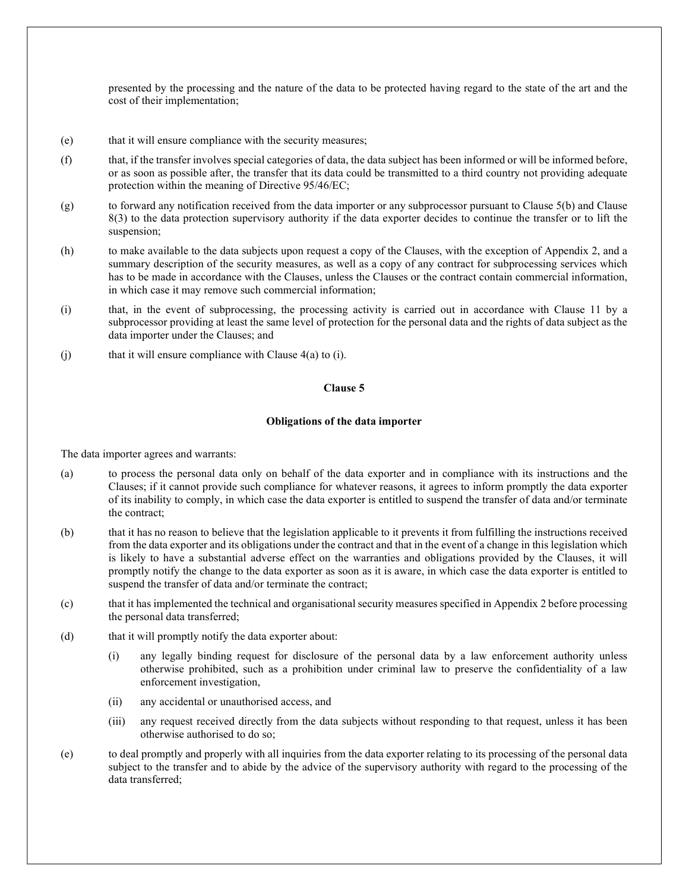presented by the processing and the nature of the data to be protected having regard to the state of the art and the cost of their implementation;

(e) that it will ensure compliance with the security measures;

(f) that, if the transfer involves special categories of data, the data subject has been informed or will be informed before, or as soon as possible after, the transfer that its data could be transmitted to a third country not providing adequate protection within the meaning of Directive 95/46/EC;

(g) to forward any notification received from the data importer or any subprocessor pursuant to Clause 5(b) and Clause 8(3) to the data protection supervisory authority if the data exporter decides to continue the transfer or to lift the suspension;

(h) to make available to the data subjects upon request a copy of the Clauses, with the exception of Appendix 2, and a summary description of the security measures, as well as a copy of any contract for subprocessing services which has to be made in accordance with the Clauses, unless the Clauses or the contract contain commercial information, in which case it may remove such commercial information;

(i) that, in the event of subprocessing, the processing activity is carried out in accordance with Clause 11 by a subprocessor providing at least the same level of protection for the personal data and the rights of data subject as the data importer under the Clauses; and

(j) that it will ensure compliance with Clause 4(a) to (i).

**Clause 5**

**Obligations of the data importer**

The data importer agrees and warrants:

(a) to process the personal data only on behalf of the data exporter and in compliance with its instructions and the Clauses; if it cannot provide such compliance for whatever reasons, it agrees to inform promptly the data exporter of its inability to comply, in which case the data exporter is entitled to suspend the transfer of data and/or terminate the contract;

(b) that it has no reason to believe that the legislation applicable to it prevents it from fulfilling the instructions received from the data exporter and its obligations under the contract and that in the event of a change in this legislation which is likely to have a substantial adverse effect on the warranties and obligations provided by the Clauses, it will promptly notify the change to the data exporter as soon as it is aware, in which case the data exporter is entitled to suspend the transfer of data and/or terminate the contract;

(c) that it has implemented the technical and organisational security measures specified in Appendix 2 before processing the personal data transferred;

(d) that it will promptly notify the data exporter about:

   (i) any legally binding request for disclosure of the personal data by a law enforcement authority unless otherwise prohibited, such as a prohibition under criminal law to preserve the confidentiality of a law enforcement investigation,

   (ii) any accidental or unauthorised access, and

   (iii) any request received directly from the data subjects without responding to that request, unless it has been otherwise authorised to do so;

(e) to deal promptly and properly with all inquiries from the data exporter relating to its processing of the personal data subject to the transfer and to abide by the advice of the supervisory authority with regard to the processing of the data transferred;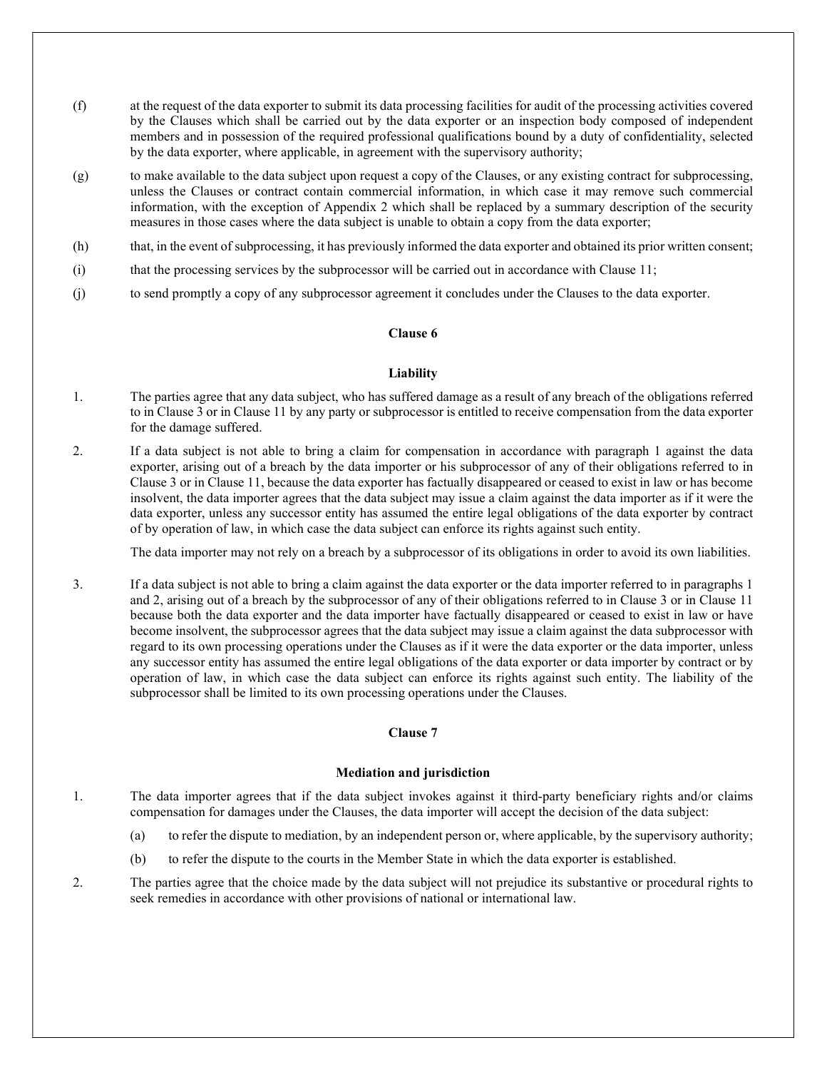(f) at the request of the data exporter to submit its data processing facilities for audit of the processing activities covered by the Clauses which shall be carried out by the data exporter or an inspection body composed of independent members and in possession of the required professional qualifications bound by a duty of confidentiality, selected by the data exporter, where applicable, in agreement with the supervisory authority;

(g) to make available to the data subject upon request a copy of the Clauses, or any existing contract for subprocessing, unless the Clauses or contract contain commercial information, in which case it may remove such commercial information, with the exception of Appendix 2 which shall be replaced by a summary description of the security measures in those cases where the data subject is unable to obtain a copy from the data exporter;

(h) that, in the event of subprocessing, it has previously informed the data exporter and obtained its prior written consent;

(i) that the processing services by the subprocessor will be carried out in accordance with Clause 11;

(j) to send promptly a copy of any subprocessor agreement it concludes under the Clauses to the data exporter.

**Clause 6**

**Liability**

1. The parties agree that any data subject, who has suffered damage as a result of any breach of the obligations referred to in Clause 3 or in Clause 11 by any party or subprocessor is entitled to receive compensation from the data exporter for the damage suffered.

2. If a data subject is not able to bring a claim for compensation in accordance with paragraph 1 against the data exporter, arising out of a breach by the data importer or his subprocessor of any of their obligations referred to in Clause 3 or in Clause 11, because the data exporter has factually disappeared or ceased to exist in law or has become insolvent, the data importer agrees that the data subject may issue a claim against the data importer as if it were the data exporter, unless any successor entity has assumed the entire legal obligations of the data exporter by contract of by operation of law, in which case the data subject can enforce its rights against such entity.

   The data importer may not rely on a breach by a subprocessor of its obligations in order to avoid its own liabilities.

3. If a data subject is not able to bring a claim against the data exporter or the data importer referred to in paragraphs 1 and 2, arising out of a breach by the subprocessor of any of their obligations referred to in Clause 3 or in Clause 11 because both the data exporter and the data importer have factually disappeared or ceased to exist in law or have become insolvent, the subprocessor agrees that the data subject may issue a claim against the data subprocessor with regard to its own processing operations under the Clauses as if it were the data exporter or the data importer, unless any successor entity has assumed the entire legal obligations of the data exporter or data importer by contract or by operation of law, in which case the data subject can enforce its rights against such entity. The liability of the subprocessor shall be limited to its own processing operations under the Clauses.

**Clause 7**

**Mediation and jurisdiction**

1. The data importer agrees that if the data subject invokes against it third-party beneficiary rights and/or claims compensation for damages under the Clauses, the data importer will accept the decision of the data subject:

   (a) to refer the dispute to mediation, by an independent person or, where applicable, by the supervisory authority;

   (b) to refer the dispute to the courts in the Member State in which the data exporter is established.

2. The parties agree that the choice made by the data subject will not prejudice its substantive or procedural rights to seek remedies in accordance with other provisions of national or international law.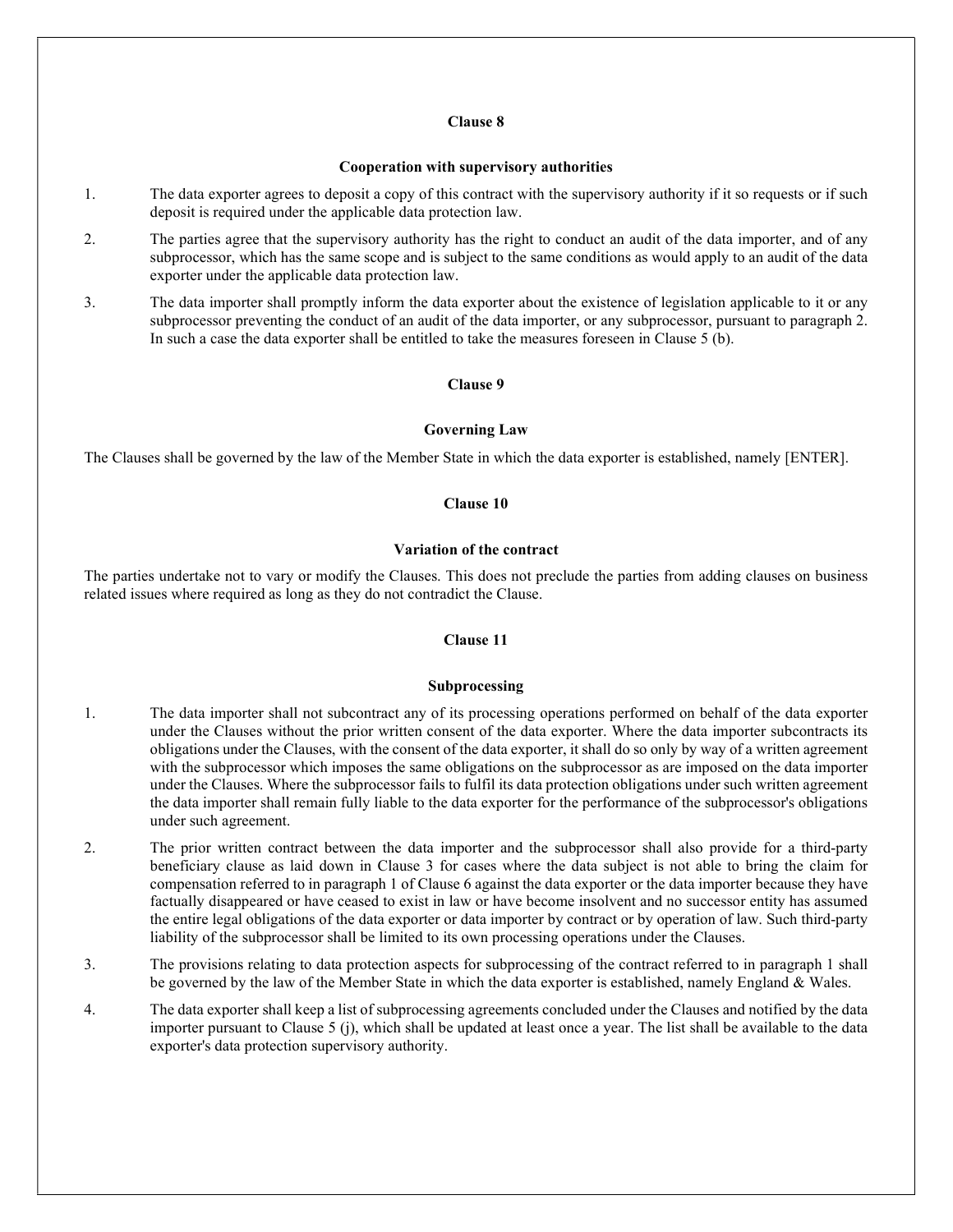### Clause 8

### Cooperation with supervisory authorities

1. The data exporter agrees to deposit a copy of this contract with the supervisory authority if it so requests or if such deposit is required under the applicable data protection law.
2. The parties agree that the supervisory authority has the right to conduct an audit of the data importer, and of any subprocessor, which has the same scope and is subject to the same conditions as would apply to an audit of the data exporter under the applicable data protection law.
3. The data importer shall promptly inform the data exporter about the existence of legislation applicable to it or any subprocessor preventing the conduct of an audit of the data importer, or any subprocessor, pursuant to paragraph 2. In such a case the data exporter shall be entitled to take the measures foreseen in Clause 5 (b).

### Clause 9

### Governing Law

The Clauses shall be governed by the law of the Member State in which the data exporter is established, namely [ENTER].

### Clause 10

### Variation of the contract

The parties undertake not to vary or modify the Clauses. This does not preclude the parties from adding clauses on business related issues where required as long as they do not contradict the Clause.

### Clause 11

### Subprocessing

1. The data importer shall not subcontract any of its processing operations performed on behalf of the data exporter under the Clauses without the prior written consent of the data exporter. Where the data importer subcontracts its obligations under the Clauses, with the consent of the data exporter, it shall do so only by way of a written agreement with the subprocessor which imposes the same obligations on the subprocessor as are imposed on the data importer under the Clauses. Where the subprocessor fails to fulfil its data protection obligations under such written agreement the data importer shall remain fully liable to the data exporter for the performance of the subprocessor's obligations under such agreement.
2. The prior written contract between the data importer and the subprocessor shall also provide for a third-party beneficiary clause as laid down in Clause 3 for cases where the data subject is not able to bring the claim for compensation referred to in paragraph 1 of Clause 6 against the data exporter or the data importer because they have factually disappeared or have ceased to exist in law or have become insolvent and no successor entity has assumed the entire legal obligations of the data exporter or data importer by contract or by operation of law. Such third-party liability of the subprocessor shall be limited to its own processing operations under the Clauses.
3. The provisions relating to data protection aspects for subprocessing of the contract referred to in paragraph 1 shall be governed by the law of the Member State in which the data exporter is established, namely England & Wales.
4. The data exporter shall keep a list of subprocessing agreements concluded under the Clauses and notified by the data importer pursuant to Clause 5 (j), which shall be updated at least once a year. The list shall be available to the data exporter's data protection supervisory authority.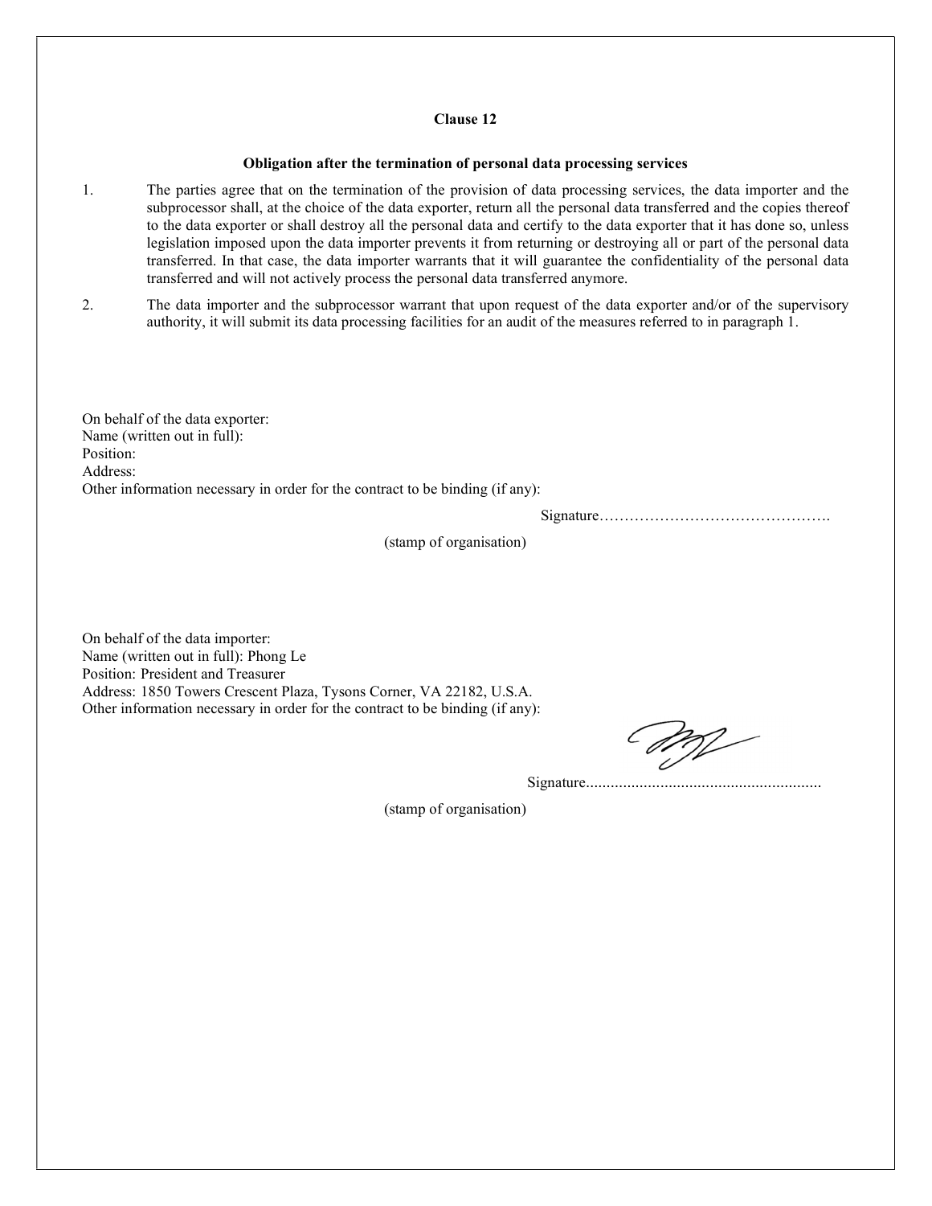**Clause 12**

**Obligation after the termination of personal data processing services**

1. The parties agree that on the termination of the provision of data processing services, the data importer and the subprocessor shall, at the choice of the data exporter, return all the personal data transferred and the copies thereof to the data exporter or shall destroy all the personal data and certify to the data exporter that it has done so, unless legislation imposed upon the data importer prevents it from returning or destroying all or part of the personal data transferred. In that case, the data importer warrants that it will guarantee the confidentiality of the personal data transferred and will not actively process the personal data transferred anymore.

2. The data importer and the subprocessor warrant that upon request of the data exporter and/or of the supervisory authority, it will submit its data processing facilities for an audit of the measures referred to in paragraph 1.

On behalf of the data exporter:
Name (written out in full):
Position:
Address:
Other information necessary in order for the contract to be binding (if any):

Signature……………………………………….

(stamp of organisation)

On behalf of the data importer:
Name (written out in full): Phong Le
Position: President and Treasurer
Address: 1850 Towers Crescent Plaza, Tysons Corner, VA 22182, U.S.A.
Other information necessary in order for the contract to be binding (if any):

Signature.........................................................

(stamp of organisation)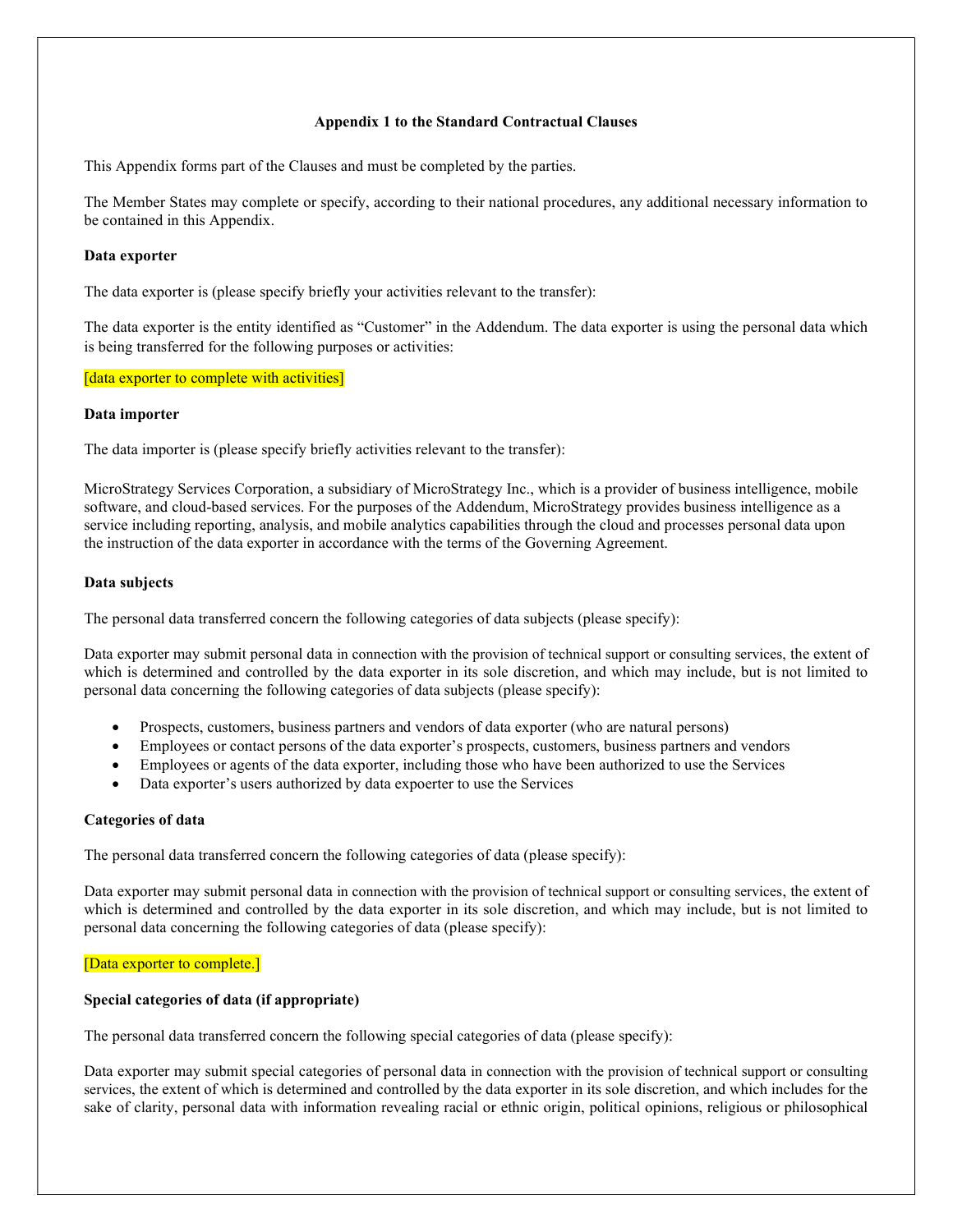**Appendix 1 to the Standard Contractual Clauses**

This Appendix forms part of the Clauses and must be completed by the parties.

The Member States may complete or specify, according to their national procedures, any additional necessary information to be contained in this Appendix.

**Data exporter**

The data exporter is (please specify briefly your activities relevant to the transfer):

The data exporter is the entity identified as "Customer" in the Addendum. The data exporter is using the personal data which is being transferred for the following purposes or activities:

[data exporter to complete with activities]

**Data importer**

The data importer is (please specify briefly activities relevant to the transfer):

MicroStrategy Services Corporation, a subsidiary of MicroStrategy Inc., which is a provider of business intelligence, mobile software, and cloud-based services. For the purposes of the Addendum, MicroStrategy provides business intelligence as a service including reporting, analysis, and mobile analytics capabilities through the cloud and processes personal data upon the instruction of the data exporter in accordance with the terms of the Governing Agreement.

**Data subjects**

The personal data transferred concern the following categories of data subjects (please specify):

Data exporter may submit personal data in connection with the provision of technical support or consulting services, the extent of which is determined and controlled by the data exporter in its sole discretion, and which may include, but is not limited to personal data concerning the following categories of data subjects (please specify):

- Prospects, customers, business partners and vendors of data exporter (who are natural persons)
- Employees or contact persons of the data exporter's prospects, customers, business partners and vendors
- Employees or agents of the data exporter, including those who have been authorized to use the Services
- Data exporter's users authorized by data expoerter to use the Services

**Categories of data**

The personal data transferred concern the following categories of data (please specify):

Data exporter may submit personal data in connection with the provision of technical support or consulting services, the extent of which is determined and controlled by the data exporter in its sole discretion, and which may include, but is not limited to personal data concerning the following categories of data (please specify):

[Data exporter to complete.]

**Special categories of data (if appropriate)**

The personal data transferred concern the following special categories of data (please specify):

Data exporter may submit special categories of personal data in connection with the provision of technical support or consulting services, the extent of which is determined and controlled by the data exporter in its sole discretion, and which includes for the sake of clarity, personal data with information revealing racial or ethnic origin, political opinions, religious or philosophical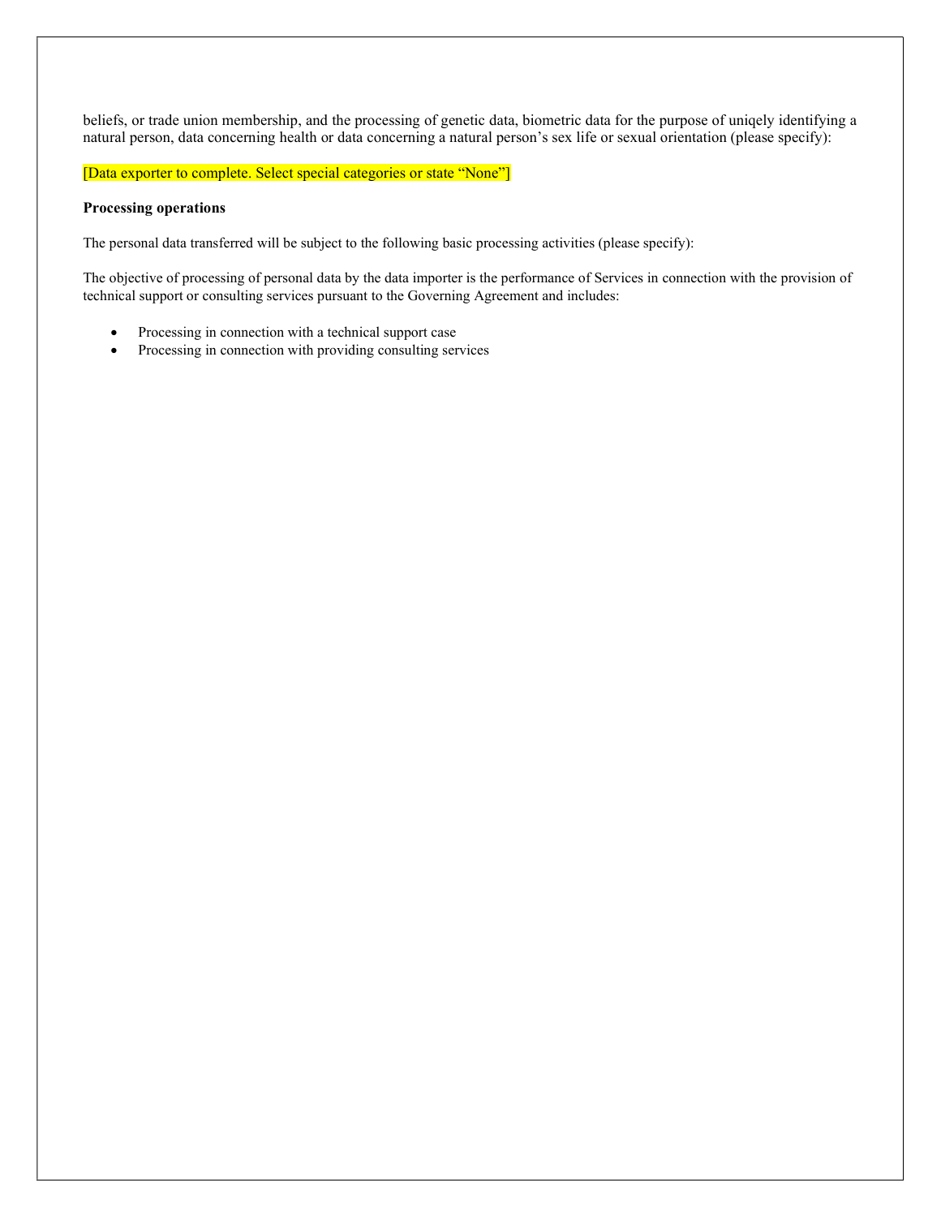beliefs, or trade union membership, and the processing of genetic data, biometric data for the purpose of uniqely identifying a natural person, data concerning health or data concerning a natural person's sex life or sexual orientation (please specify):

[Data exporter to complete. Select special categories or state "None"]

**Processing operations**

The personal data transferred will be subject to the following basic processing activities (please specify):

The objective of processing of personal data by the data importer is the performance of Services in connection with the provision of technical support or consulting services pursuant to the Governing Agreement and includes:

- Processing in connection with a technical support case
- Processing in connection with providing consulting services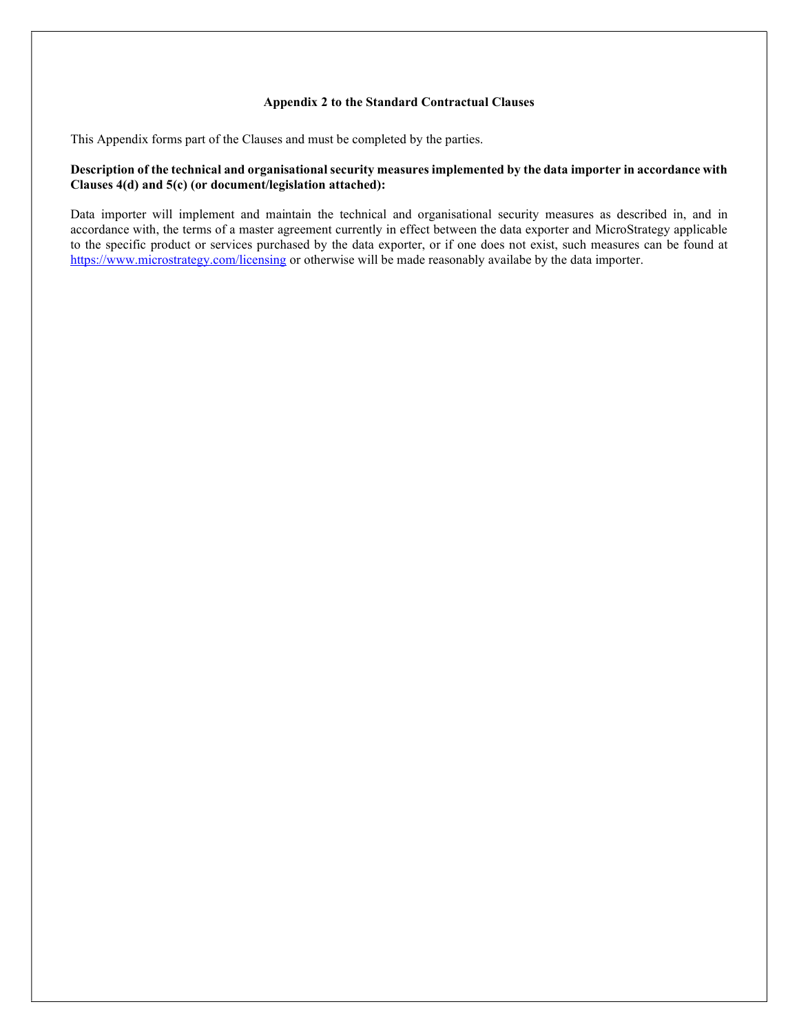**Appendix 2 to the Standard Contractual Clauses**

This Appendix forms part of the Clauses and must be completed by the parties.

**Description of the technical and organisational security measures implemented by the data importer in accordance with Clauses 4(d) and 5(c) (or document/legislation attached):**

Data importer will implement and maintain the technical and organisational security measures as described in, and in accordance with, the terms of a master agreement currently in effect between the data exporter and MicroStrategy applicable to the specific product or services purchased by the data exporter, or if one does not exist, such measures can be found at https://www.microstrategy.com/licensing or otherwise will be made reasonably availabe by the data importer.